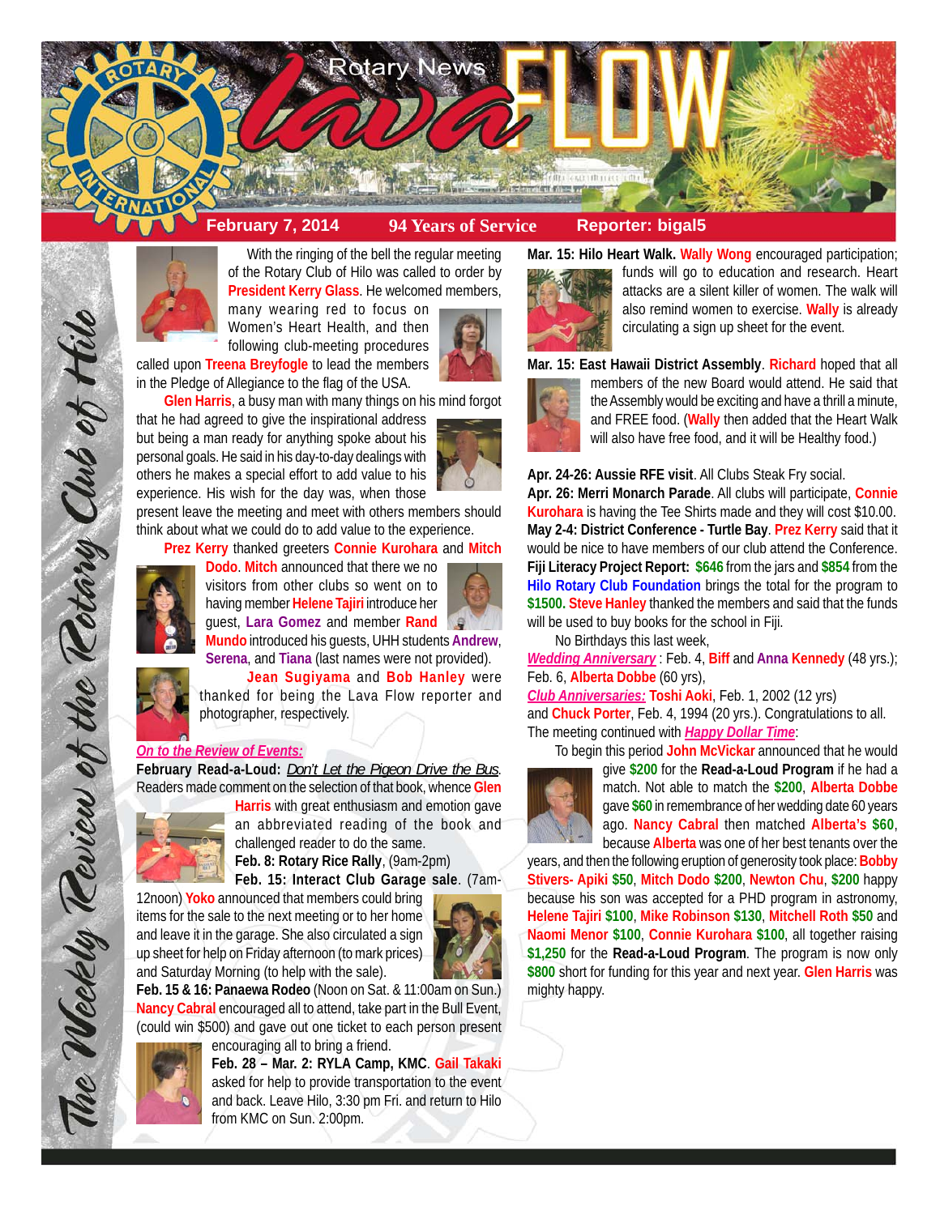# Rotary News Lava FLOW

**February 7, 2014** | **94 Years of Service** | **Reporter: bigal5**

*The Weekly Review of the Rotary Club of Hilo*

With the ringing of the bell the regular meeting of the Rotary Club of Hilo was called to order by **President Kerry Glass**. He welcomed members, many wearing red to focus on Women's Heart Health, and then following club-meeting procedures called upon **Treena Breyfogle** to lead the members in the Pledge of Allegiance to the flag of the USA.

**Glen Harris**, a busy man with many things on his mind forgot that he had agreed to give the inspirational address but being a man ready for anything spoke about his personal goals. He said in his day-to-day dealings with others he makes a special effort to add value to his experience. His wish for the day was, when those present leave the meeting and meet with others members should think about what we could do to add value to the experience.

**Prez Kerry** thanked greeters **Connie Kurohara** and **Mitch Dodo**. **Mitch** announced that there we no visitors from other clubs so went on to having member **Helene Tajiri** introduce her guest, **Lara Gomez** and member **Rand Mundo** introduced his guests, UHH students **Andrew**, **Serena**, and **Tiana** (last names were not provided).

**Jean Sugiyama** and **Bob Hanley** were thanked for being the Lava Flow reporter and photographer, respectively.

*On to the Review of Events:*

**February Read-a-Loud:** *Don't Let the Pigeon Drive the Bus*. Readers made comment on the selection of that book, whence **Glen Harris** with great enthusiasm and emotion gave an abbreviated reading of the book and challenged reader to do the same.

**Feb. 8: Rotary Rice Rally**, (9am-2pm)

**Feb. 15: Interact Club Garage sale**. (7am-12noon) **Yoko** announced that members could bring items for the sale to the next meeting or to her home and leave it in the garage. She also circulated a sign up sheet for help on Friday afternoon (to mark prices) and Saturday Morning (to help with the sale).

**Feb. 15 & 16: Panaewa Rodeo** (Noon on Sat. & 11:00am on Sun.) **Nancy Cabral** encouraged all to attend, take part in the Bull Event, (could win $500) and gave out one ticket to each person present encouraging all to bring a friend.

**Feb. 28 – Mar. 2: RYLA Camp, KMC**. **Gail Takaki** asked for help to provide transportation to the event and back. Leave Hilo, 3:30 pm Fri. and return to Hilo from KMC on Sun. 2:00pm.

**Mar. 15: Hilo Heart Walk. Wally Wong** encouraged participation; funds will go to education and research. Heart attacks are a silent killer of women. The walk will also remind women to exercise. **Wally** is already circulating a sign up sheet for the event.

**Mar. 15: East Hawaii District Assembly**. **Richard** hoped that all members of the new Board would attend. He said that the Assembly would be exciting and have a thrill a minute, and FREE food. (**Wally** then added that the Heart Walk will also have free food, and it will be Healthy food.)

**Apr. 24-26: Aussie RFE visit**. All Clubs Steak Fry social.

**Apr. 26: Merri Monarch Parade**. All clubs will participate, **Connie Kurohara** is having the Tee Shirts made and they will cost $10.00.

**May 2-4: District Conference - Turtle Bay**. **Prez Kerry** said that it would be nice to have members of our club attend the Conference.

**Fiji Literacy Project Report: $646** from the jars and **$854** from the **Hilo Rotary Club Foundation** brings the total for the program to **$1500. Steve Hanley** thanked the members and said that the funds will be used to buy books for the school in Fiji.

No Birthdays this last week,

*Wedding Anniversary* : Feb. 4, **Biff** and **Anna Kennedy** (48 yrs.); Feb. 6, **Alberta Dobbe** (60 yrs),

*Club Anniversaries:* **Toshi Aoki**, Feb. 1, 2002 (12 yrs) and **Chuck Porter**, Feb. 4, 1994 (20 yrs.). Congratulations to all.

The meeting continued with *Happy Dollar Time*:

To begin this period **John McVickar** announced that he would give **$200** for the **Read-a-Loud Program** if he had a match. Not able to match the **$200**, **Alberta Dobbe** gave **$60** in remembrance of her wedding date 60 years ago. **Nancy Cabral** then matched **Alberta's $60**, because **Alberta** was one of her best tenants over the years, and then the following eruption of generosity took place: **Bobby Stivers- Apiki $50**, **Mitch Dodo $200**, **Newton Chu**, **$200** happy because his son was accepted for a PHD program in astronomy, **Helene Tajiri $100**, **Mike Robinson $130**, **Mitchell Roth $50** and **Naomi Menor $100**, **Connie Kurohara $100**, all together raising **$1,250** for the **Read-a-Loud Program**. The program is now only **$800** short for funding for this year and next year. **Glen Harris** was mighty happy.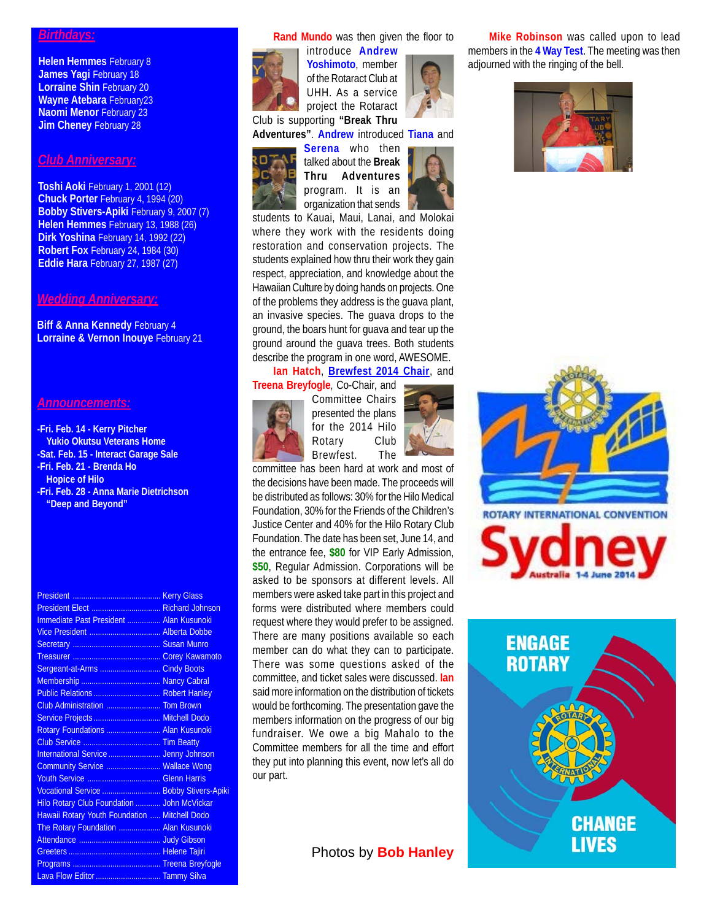## Birthdays:

**Helen Hemmes** February 8
**James Yagi** February 18
**Lorraine Shin** February 20
**Wayne Atebara** February23
**Naomi Menor** February 23
**Jim Cheney** February 28

## Club Anniversary:

**Toshi Aoki** February 1, 2001 (12)
**Chuck Porter** February 4, 1994 (20)
**Bobby Stivers-Apiki** February 9, 2007 (7)
**Helen Hemmes** February 13, 1988 (26)
**Dirk Yoshina** February 14, 1992 (22)
**Robert Fox** February 24, 1984 (30)
**Eddie Hara** February 27, 1987 (27)

## Wedding Anniversary:

**Biff & Anna Kennedy** February 4
**Lorraine & Vernon Inouye** February 21

## Announcements:

**-Fri. Feb. 14 - Kerry Pitcher**
**Yukio Okutsu Veterans Home**
**-Sat. Feb. 15 - Interact Garage Sale**
**-Fri. Feb. 21 - Brenda Ho**
**Hopice of Hilo**
**-Fri. Feb. 28 - Anna Marie Dietrichson**
**"Deep and Beyond"**

| | |
|---|---|
| President | Kerry Glass |
| President Elect | Richard Johnson |
| Immediate Past President | Alan Kusunoki |
| Vice President | Alberta Dobbe |
| Secretary | Susan Munro |
| Treasurer | Corey Kawamoto |
| Sergeant-at-Arms | Cindy Boots |
| Membership | Nancy Cabral |
| Public Relations | Robert Hanley |
| Club Administration | Tom Brown |
| Service Projects | Mitchell Dodo |
| Rotary Foundations | Alan Kusunoki |
| Club Service | Tim Beatty |
| International Service | Jenny Johnson |
| Community Service | Wallace Wong |
| Youth Service | Glenn Harris |
| Vocational Service | Bobby Stivers-Apiki |
| Hilo Rotary Club Foundation | John McVickar |
| Hawaii Rotary Youth Foundation | Mitchell Dodo |
| The Rotary Foundation | Alan Kusunoki |
| Attendance | Judy Gibson |
| Greeters | Helene Tajiri |
| Programs | Treena Breyfogle |
| Lava Flow Editor | Tammy Silva |

**Rand Mundo** was then given the floor to introduce **Andrew Yoshimoto**, member of the Rotaract Club at UHH. As a service project the Rotaract Club is supporting **"Break Thru Adventures"**. **Andrew** introduced **Tiana** and **Serena** who then talked about the **Break Thru Adventures** program. It is an organization that sends students to Kauai, Maui, Lanai, and Molokai where they work with the residents doing restoration and conservation projects. The students explained how thru their work they gain respect, appreciation, and knowledge about the Hawaiian Culture by doing hands on projects. One of the problems they address is the guava plant, an invasive species. The guava drops to the ground, the boars hunt for guava and tear up the ground around the guava trees. Both students describe the program in one word, AWESOME.

**Ian Hatch**, **Brewfest 2014 Chair**, and **Treena Breyfogle**, Co-Chair, and Committee Chairs presented the plans for the 2014 Hilo Rotary Club Brewfest. The committee has been hard at work and most of the decisions have been made. The proceeds will be distributed as follows: 30% for the Hilo Medical Foundation, 30% for the Friends of the Children's Justice Center and 40% for the Hilo Rotary Club Foundation. The date has been set, June 14, and the entrance fee, **$80** for VIP Early Admission, **$50**, Regular Admission. Corporations will be asked to be sponsors at different levels. All members were asked take part in this project and forms were distributed where members could request where they would prefer to be assigned. There are many positions available so each member can do what they can to participate. There was some questions asked of the committee, and ticket sales were discussed. **Ian** said more information on the distribution of tickets would be forthcoming. The presentation gave the members information on the progress of our big fundraiser. We owe a big Mahalo to the Committee members for all the time and effort they put into planning this event, now let's all do our part.

Photos by **Bob Hanley**

**Mike Robinson** was called upon to lead members in the **4 Way Test**. The meeting was then adjourned with the ringing of the bell.